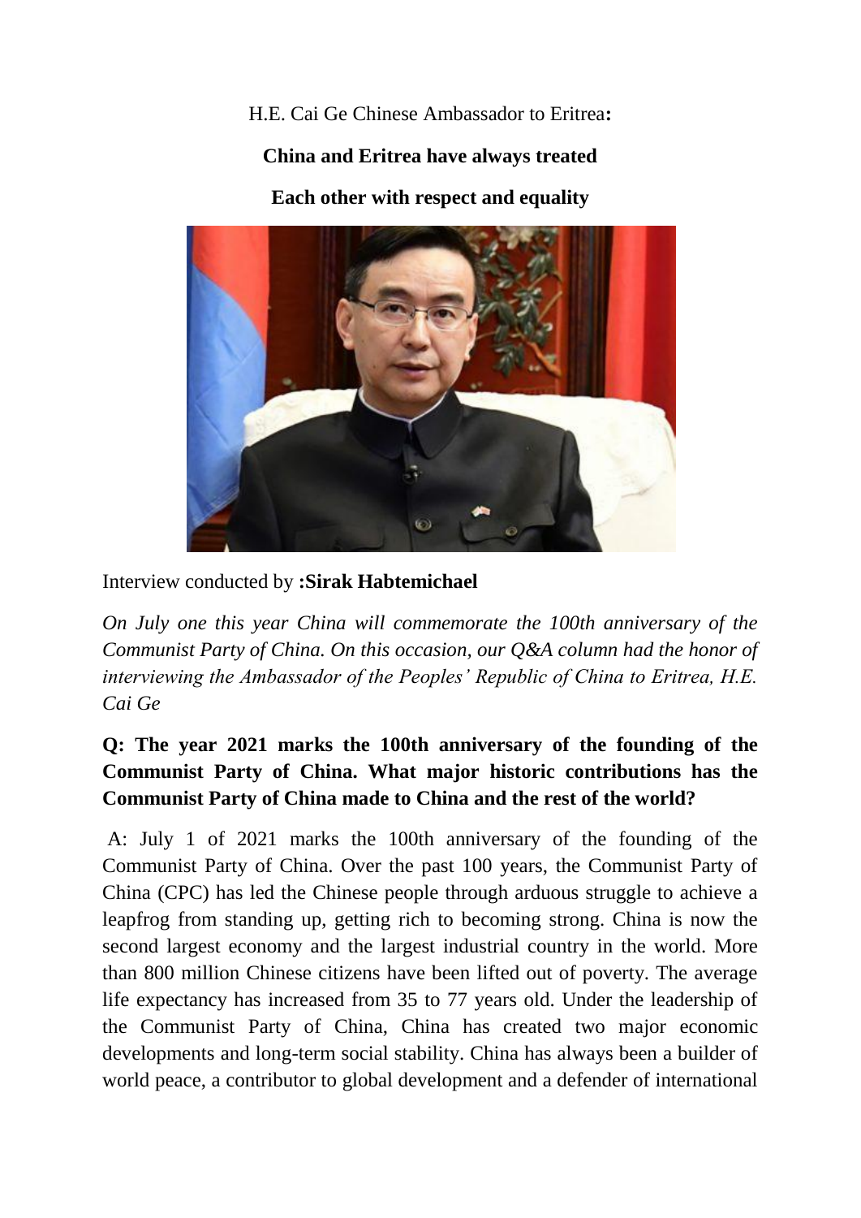H.E. Cai Ge Chinese Ambassador to Eritrea**:**

**China and Eritrea have always treated**

**Each other with respect and equality**

Interview conducted by **:Sirak Habtemichael**

*On July one this year China will commemorate the 100th anniversary of the Communist Party of China. On this occasion, our Q&A column had the honor of interviewing the Ambassador of the Peoples' Republic of China to Eritrea, H.E. Cai Ge*

**Q: The year 2021 marks the 100th anniversary of the founding of the Communist Party of China. What major historic contributions has the Communist Party of China made to China and the rest of the world?**

A: July 1 of 2021 marks the 100th anniversary of the founding of the Communist Party of China. Over the past 100 years, the Communist Party of China (CPC) has led the Chinese people through arduous struggle to achieve a leapfrog from standing up, getting rich to becoming strong. China is now the second largest economy and the largest industrial country in the world. More than 800 million Chinese citizens have been lifted out of poverty. The average life expectancy has increased from 35 to 77 years old. Under the leadership of the Communist Party of China, China has created two major economic developments and long-term social stability. China has always been a builder of world peace, a contributor to global development and a defender of international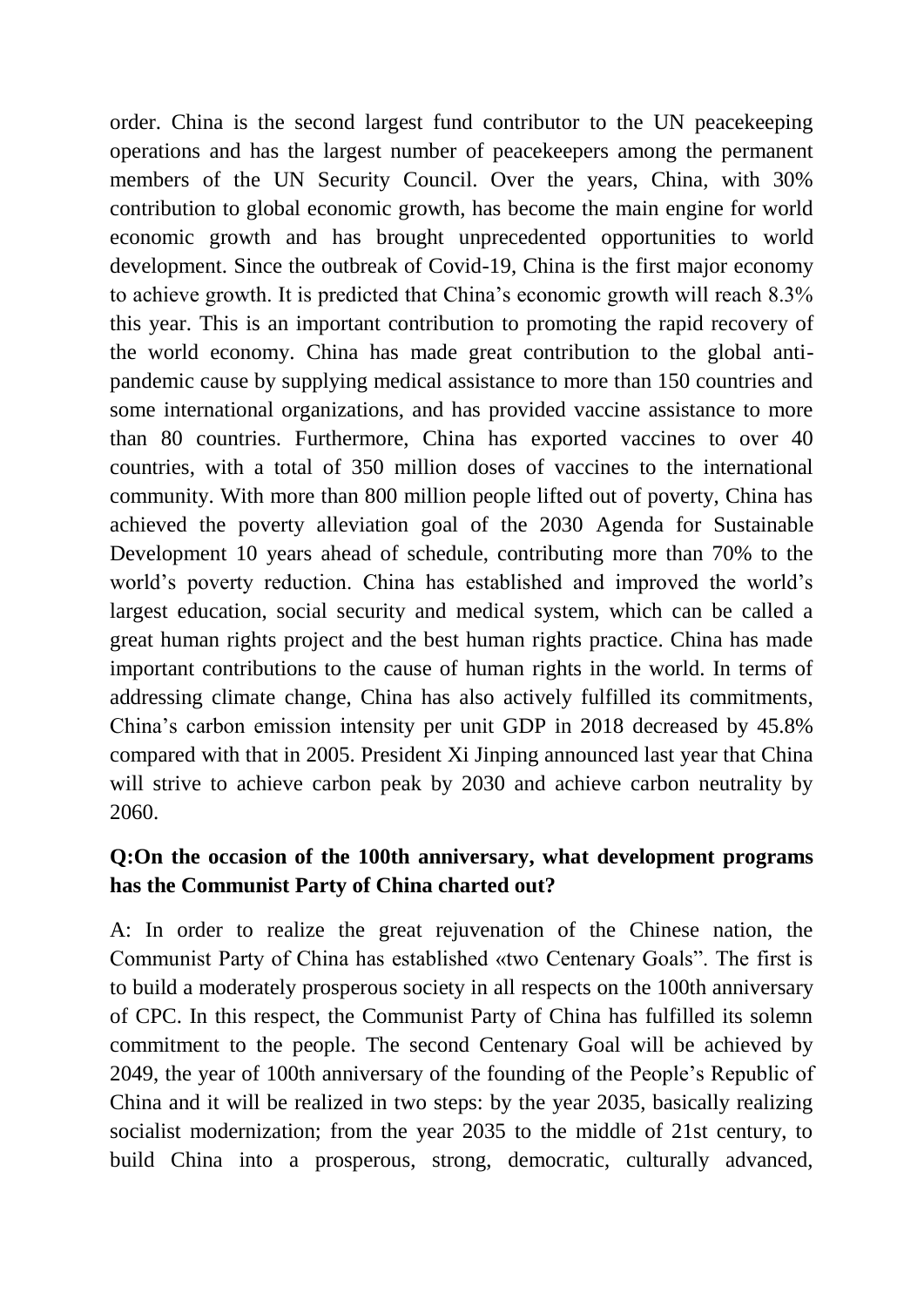order. China is the second largest fund contributor to the UN peacekeeping operations and has the largest number of peacekeepers among the permanent members of the UN Security Council. Over the years, China, with 30% contribution to global economic growth, has become the main engine for world economic growth and has brought unprecedented opportunities to world development. Since the outbreak of Covid-19, China is the first major economy to achieve growth. It is predicted that China's economic growth will reach 8.3% this year. This is an important contribution to promoting the rapid recovery of the world economy. China has made great contribution to the global anti-pandemic cause by supplying medical assistance to more than 150 countries and some international organizations, and has provided vaccine assistance to more than 80 countries. Furthermore, China has exported vaccines to over 40 countries, with a total of 350 million doses of vaccines to the international community. With more than 800 million people lifted out of poverty, China has achieved the poverty alleviation goal of the 2030 Agenda for Sustainable Development 10 years ahead of schedule, contributing more than 70% to the world's poverty reduction. China has established and improved the world's largest education, social security and medical system, which can be called a great human rights project and the best human rights practice. China has made important contributions to the cause of human rights in the world. In terms of addressing climate change, China has also actively fulfilled its commitments, China's carbon emission intensity per unit GDP in 2018 decreased by 45.8% compared with that in 2005. President Xi Jinping announced last year that China will strive to achieve carbon peak by 2030 and achieve carbon neutrality by 2060.

**Q:On the occasion of the 100th anniversary, what development programs has the Communist Party of China charted out?**

A: In order to realize the great rejuvenation of the Chinese nation, the Communist Party of China has established «two Centenary Goals". The first is to build a moderately prosperous society in all respects on the 100th anniversary of CPC. In this respect, the Communist Party of China has fulfilled its solemn commitment to the people. The second Centenary Goal will be achieved by 2049, the year of 100th anniversary of the founding of the People's Republic of China and it will be realized in two steps: by the year 2035, basically realizing socialist modernization; from the year 2035 to the middle of 21st century, to build China into a prosperous, strong, democratic, culturally advanced,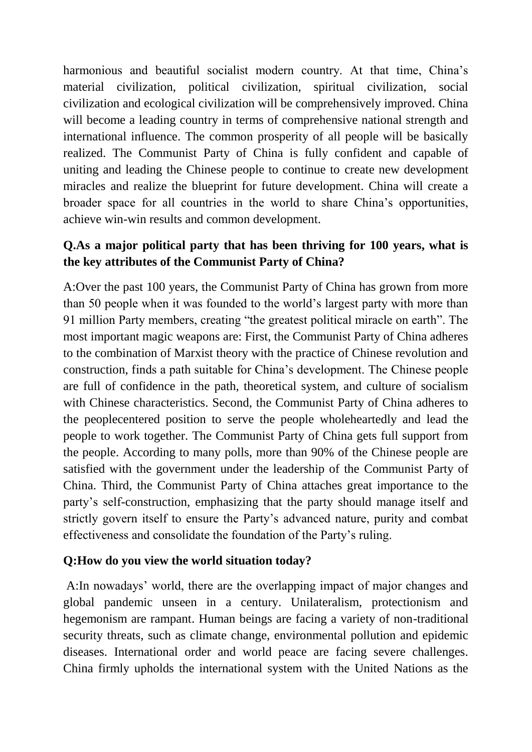harmonious and beautiful socialist modern country. At that time, China's material civilization, political civilization, spiritual civilization, social civilization and ecological civilization will be comprehensively improved. China will become a leading country in terms of comprehensive national strength and international influence. The common prosperity of all people will be basically realized. The Communist Party of China is fully confident and capable of uniting and leading the Chinese people to continue to create new development miracles and realize the blueprint for future development. China will create a broader space for all countries in the world to share China's opportunities, achieve win-win results and common development.

**Q.As a major political party that has been thriving for 100 years, what is the key attributes of the Communist Party of China?**

A:Over the past 100 years, the Communist Party of China has grown from more than 50 people when it was founded to the world's largest party with more than 91 million Party members, creating "the greatest political miracle on earth". The most important magic weapons are: First, the Communist Party of China adheres to the combination of Marxist theory with the practice of Chinese revolution and construction, finds a path suitable for China's development. The Chinese people are full of confidence in the path, theoretical system, and culture of socialism with Chinese characteristics. Second, the Communist Party of China adheres to the peoplecentered position to serve the people wholeheartedly and lead the people to work together. The Communist Party of China gets full support from the people. According to many polls, more than 90% of the Chinese people are satisfied with the government under the leadership of the Communist Party of China. Third, the Communist Party of China attaches great importance to the party's self-construction, emphasizing that the party should manage itself and strictly govern itself to ensure the Party's advanced nature, purity and combat effectiveness and consolidate the foundation of the Party's ruling.

**Q:How do you view the world situation today?**

A:In nowadays' world, there are the overlapping impact of major changes and global pandemic unseen in a century. Unilateralism, protectionism and hegemonism are rampant. Human beings are facing a variety of non-traditional security threats, such as climate change, environmental pollution and epidemic diseases. International order and world peace are facing severe challenges. China firmly upholds the international system with the United Nations as the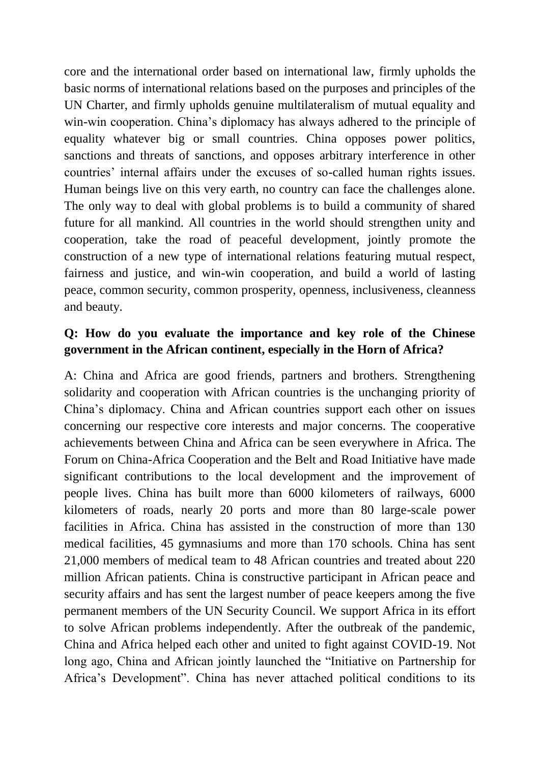core and the international order based on international law, firmly upholds the basic norms of international relations based on the purposes and principles of the UN Charter, and firmly upholds genuine multilateralism of mutual equality and win-win cooperation. China's diplomacy has always adhered to the principle of equality whatever big or small countries. China opposes power politics, sanctions and threats of sanctions, and opposes arbitrary interference in other countries' internal affairs under the excuses of so-called human rights issues. Human beings live on this very earth, no country can face the challenges alone. The only way to deal with global problems is to build a community of shared future for all mankind. All countries in the world should strengthen unity and cooperation, take the road of peaceful development, jointly promote the construction of a new type of international relations featuring mutual respect, fairness and justice, and win-win cooperation, and build a world of lasting peace, common security, common prosperity, openness, inclusiveness, cleanness and beauty.

**Q: How do you evaluate the importance and key role of the Chinese government in the African continent, especially in the Horn of Africa?**

A: China and Africa are good friends, partners and brothers. Strengthening solidarity and cooperation with African countries is the unchanging priority of China's diplomacy. China and African countries support each other on issues concerning our respective core interests and major concerns. The cooperative achievements between China and Africa can be seen everywhere in Africa. The Forum on China-Africa Cooperation and the Belt and Road Initiative have made significant contributions to the local development and the improvement of people lives. China has built more than 6000 kilometers of railways, 6000 kilometers of roads, nearly 20 ports and more than 80 large-scale power facilities in Africa. China has assisted in the construction of more than 130 medical facilities, 45 gymnasiums and more than 170 schools. China has sent 21,000 members of medical team to 48 African countries and treated about 220 million African patients. China is constructive participant in African peace and security affairs and has sent the largest number of peace keepers among the five permanent members of the UN Security Council. We support Africa in its effort to solve African problems independently. After the outbreak of the pandemic, China and Africa helped each other and united to fight against COVID-19. Not long ago, China and African jointly launched the "Initiative on Partnership for Africa's Development". China has never attached political conditions to its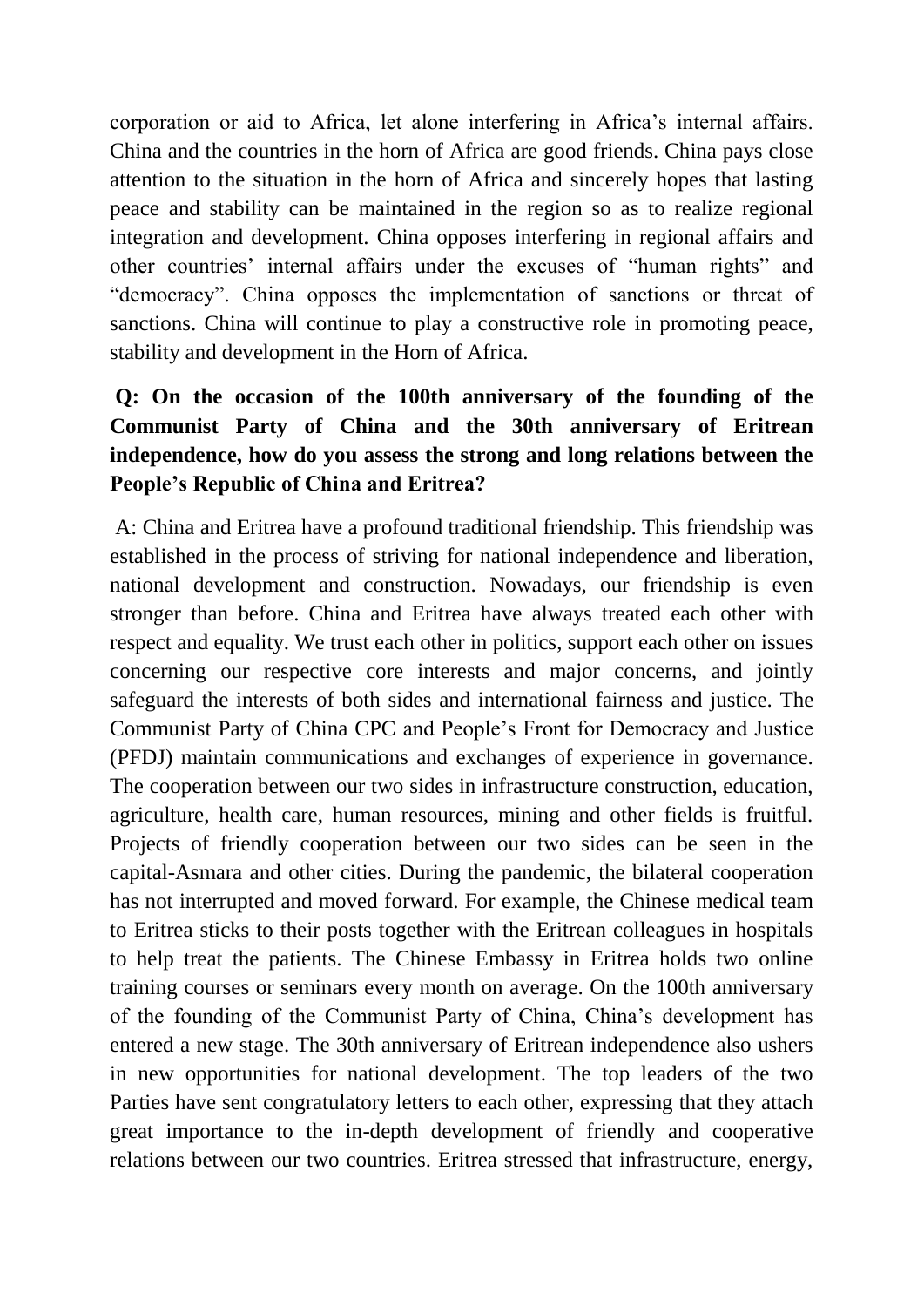corporation or aid to Africa, let alone interfering in Africa's internal affairs. China and the countries in the horn of Africa are good friends. China pays close attention to the situation in the horn of Africa and sincerely hopes that lasting peace and stability can be maintained in the region so as to realize regional integration and development. China opposes interfering in regional affairs and other countries' internal affairs under the excuses of "human rights" and "democracy". China opposes the implementation of sanctions or threat of sanctions. China will continue to play a constructive role in promoting peace, stability and development in the Horn of Africa.

**Q: On the occasion of the 100th anniversary of the founding of the Communist Party of China and the 30th anniversary of Eritrean independence, how do you assess the strong and long relations between the People's Republic of China and Eritrea?**

A: China and Eritrea have a profound traditional friendship. This friendship was established in the process of striving for national independence and liberation, national development and construction. Nowadays, our friendship is even stronger than before. China and Eritrea have always treated each other with respect and equality. We trust each other in politics, support each other on issues concerning our respective core interests and major concerns, and jointly safeguard the interests of both sides and international fairness and justice. The Communist Party of China CPC and People's Front for Democracy and Justice (PFDJ) maintain communications and exchanges of experience in governance. The cooperation between our two sides in infrastructure construction, education, agriculture, health care, human resources, mining and other fields is fruitful. Projects of friendly cooperation between our two sides can be seen in the capital-Asmara and other cities. During the pandemic, the bilateral cooperation has not interrupted and moved forward. For example, the Chinese medical team to Eritrea sticks to their posts together with the Eritrean colleagues in hospitals to help treat the patients. The Chinese Embassy in Eritrea holds two online training courses or seminars every month on average. On the 100th anniversary of the founding of the Communist Party of China, China's development has entered a new stage. The 30th anniversary of Eritrean independence also ushers in new opportunities for national development. The top leaders of the two Parties have sent congratulatory letters to each other, expressing that they attach great importance to the in-depth development of friendly and cooperative relations between our two countries. Eritrea stressed that infrastructure, energy,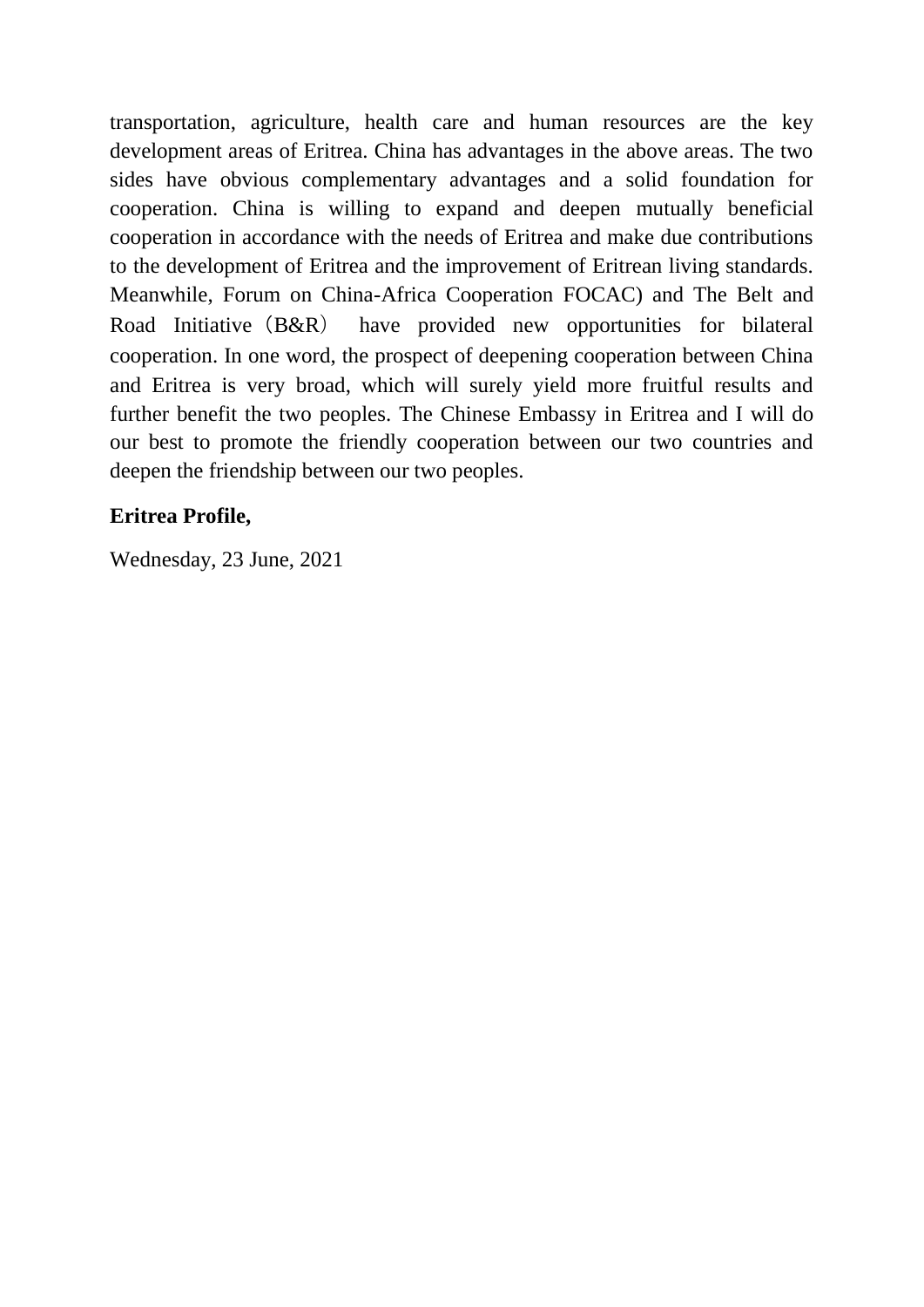transportation, agriculture, health care and human resources are the key development areas of Eritrea. China has advantages in the above areas. The two sides have obvious complementary advantages and a solid foundation for cooperation. China is willing to expand and deepen mutually beneficial cooperation in accordance with the needs of Eritrea and make due contributions to the development of Eritrea and the improvement of Eritrean living standards. Meanwhile, Forum on China-Africa Cooperation FOCAC) and The Belt and Road Initiative（B&R） have provided new opportunities for bilateral cooperation. In one word, the prospect of deepening cooperation between China and Eritrea is very broad, which will surely yield more fruitful results and further benefit the two peoples. The Chinese Embassy in Eritrea and I will do our best to promote the friendly cooperation between our two countries and deepen the friendship between our two peoples.

**Eritrea Profile,**

Wednesday, 23 June, 2021